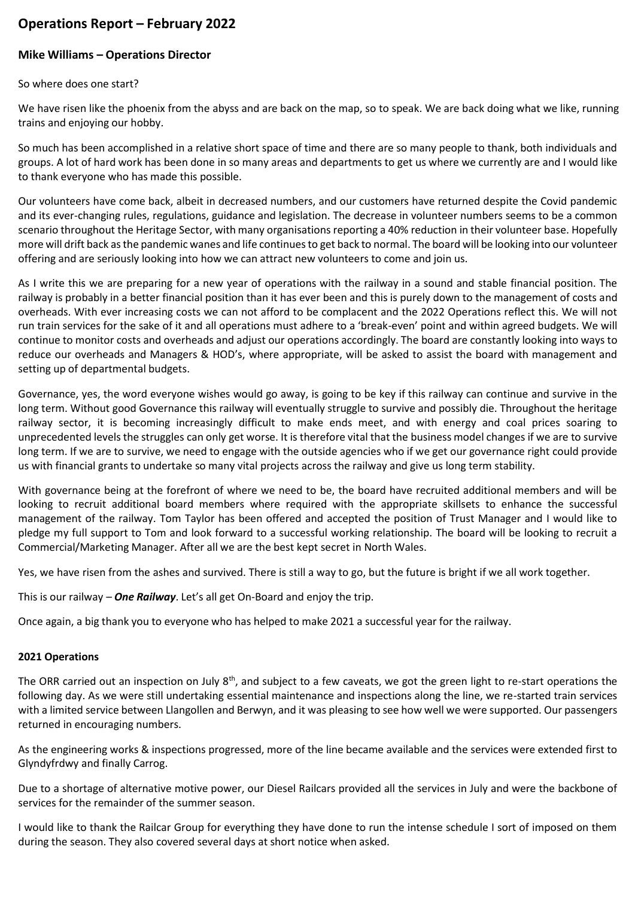# Operations Report – February 2022

## Mike Williams – Operations Director

So where does one start?

We have risen like the phoenix from the abyss and are back on the map, so to speak. We are back doing what we like, running trains and enjoying our hobby.

So much has been accomplished in a relative short space of time and there are so many people to thank, both individuals and groups. A lot of hard work has been done in so many areas and departments to get us where we currently are and I would like to thank everyone who has made this possible.

Our volunteers have come back, albeit in decreased numbers, and our customers have returned despite the Covid pandemic and its ever-changing rules, regulations, guidance and legislation. The decrease in volunteer numbers seems to be a common scenario throughout the Heritage Sector, with many organisations reporting a 40% reduction in their volunteer base. Hopefully more will drift back as the pandemic wanes and life continues to get back to normal. The board will be looking into our volunteer offering and are seriously looking into how we can attract new volunteers to come and join us.

As I write this we are preparing for a new year of operations with the railway in a sound and stable financial position. The railway is probably in a better financial position than it has ever been and this is purely down to the management of costs and overheads. With ever increasing costs we can not afford to be complacent and the 2022 Operations reflect this. We will not run train services for the sake of it and all operations must adhere to a 'break-even' point and within agreed budgets. We will continue to monitor costs and overheads and adjust our operations accordingly. The board are constantly looking into ways to reduce our overheads and Managers & HOD's, where appropriate, will be asked to assist the board with management and setting up of departmental budgets.

Governance, yes, the word everyone wishes would go away, is going to be key if this railway can continue and survive in the long term. Without good Governance this railway will eventually struggle to survive and possibly die. Throughout the heritage railway sector, it is becoming increasingly difficult to make ends meet, and with energy and coal prices soaring to unprecedented levels the struggles can only get worse. It is therefore vital that the business model changes if we are to survive long term. If we are to survive, we need to engage with the outside agencies who if we get our governance right could provide us with financial grants to undertake so many vital projects across the railway and give us long term stability.

With governance being at the forefront of where we need to be, the board have recruited additional members and will be looking to recruit additional board members where required with the appropriate skillsets to enhance the successful management of the railway. Tom Taylor has been offered and accepted the position of Trust Manager and I would like to pledge my full support to Tom and look forward to a successful working relationship. The board will be looking to recruit a Commercial/Marketing Manager. After all we are the best kept secret in North Wales.

Yes, we have risen from the ashes and survived. There is still a way to go, but the future is bright if we all work together.

This is our railway – ***One Railway***. Let's all get On-Board and enjoy the trip.

Once again, a big thank you to everyone who has helped to make 2021 a successful year for the railway.

### 2021 Operations

The ORR carried out an inspection on July 8th, and subject to a few caveats, we got the green light to re-start operations the following day. As we were still undertaking essential maintenance and inspections along the line, we re-started train services with a limited service between Llangollen and Berwyn, and it was pleasing to see how well we were supported. Our passengers returned in encouraging numbers.

As the engineering works & inspections progressed, more of the line became available and the services were extended first to Glyndyfrdwy and finally Carrog.

Due to a shortage of alternative motive power, our Diesel Railcars provided all the services in July and were the backbone of services for the remainder of the summer season.

I would like to thank the Railcar Group for everything they have done to run the intense schedule I sort of imposed on them during the season. They also covered several days at short notice when asked.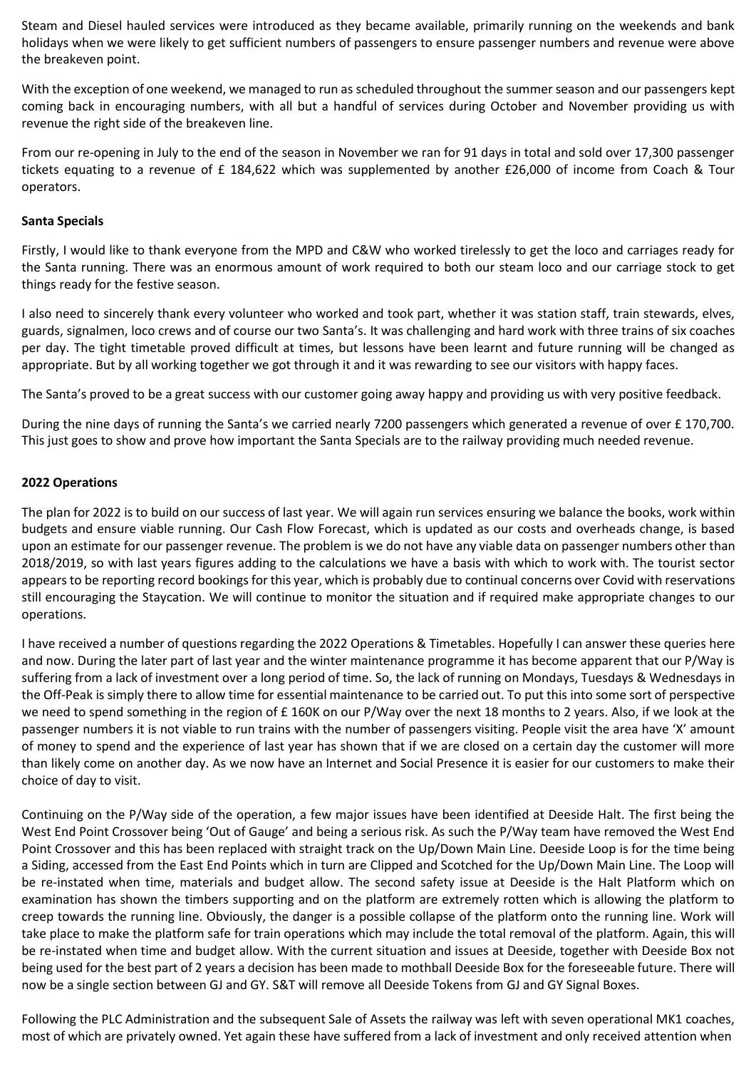Steam and Diesel hauled services were introduced as they became available, primarily running on the weekends and bank holidays when we were likely to get sufficient numbers of passengers to ensure passenger numbers and revenue were above the breakeven point.

With the exception of one weekend, we managed to run as scheduled throughout the summer season and our passengers kept coming back in encouraging numbers, with all but a handful of services during October and November providing us with revenue the right side of the breakeven line.

From our re-opening in July to the end of the season in November we ran for 91 days in total and sold over 17,300 passenger tickets equating to a revenue of £ 184,622 which was supplemented by another £26,000 of income from Coach & Tour operators.

**Santa Specials**

Firstly, I would like to thank everyone from the MPD and C&W who worked tirelessly to get the loco and carriages ready for the Santa running. There was an enormous amount of work required to both our steam loco and our carriage stock to get things ready for the festive season.

I also need to sincerely thank every volunteer who worked and took part, whether it was station staff, train stewards, elves, guards, signalmen, loco crews and of course our two Santa's. It was challenging and hard work with three trains of six coaches per day. The tight timetable proved difficult at times, but lessons have been learnt and future running will be changed as appropriate. But by all working together we got through it and it was rewarding to see our visitors with happy faces.

The Santa's proved to be a great success with our customer going away happy and providing us with very positive feedback.

During the nine days of running the Santa's we carried nearly 7200 passengers which generated a revenue of over £ 170,700. This just goes to show and prove how important the Santa Specials are to the railway providing much needed revenue.

**2022 Operations**

The plan for 2022 is to build on our success of last year. We will again run services ensuring we balance the books, work within budgets and ensure viable running. Our Cash Flow Forecast, which is updated as our costs and overheads change, is based upon an estimate for our passenger revenue. The problem is we do not have any viable data on passenger numbers other than 2018/2019, so with last years figures adding to the calculations we have a basis with which to work with. The tourist sector appears to be reporting record bookings for this year, which is probably due to continual concerns over Covid with reservations still encouraging the Staycation. We will continue to monitor the situation and if required make appropriate changes to our operations.

I have received a number of questions regarding the 2022 Operations & Timetables. Hopefully I can answer these queries here and now. During the later part of last year and the winter maintenance programme it has become apparent that our P/Way is suffering from a lack of investment over a long period of time. So, the lack of running on Mondays, Tuesdays & Wednesdays in the Off-Peak is simply there to allow time for essential maintenance to be carried out. To put this into some sort of perspective we need to spend something in the region of £ 160K on our P/Way over the next 18 months to 2 years. Also, if we look at the passenger numbers it is not viable to run trains with the number of passengers visiting. People visit the area have 'X' amount of money to spend and the experience of last year has shown that if we are closed on a certain day the customer will more than likely come on another day. As we now have an Internet and Social Presence it is easier for our customers to make their choice of day to visit.

Continuing on the P/Way side of the operation, a few major issues have been identified at Deeside Halt. The first being the West End Point Crossover being 'Out of Gauge' and being a serious risk. As such the P/Way team have removed the West End Point Crossover and this has been replaced with straight track on the Up/Down Main Line. Deeside Loop is for the time being a Siding, accessed from the East End Points which in turn are Clipped and Scotched for the Up/Down Main Line. The Loop will be re-instated when time, materials and budget allow. The second safety issue at Deeside is the Halt Platform which on examination has shown the timbers supporting and on the platform are extremely rotten which is allowing the platform to creep towards the running line. Obviously, the danger is a possible collapse of the platform onto the running line. Work will take place to make the platform safe for train operations which may include the total removal of the platform. Again, this will be re-instated when time and budget allow. With the current situation and issues at Deeside, together with Deeside Box not being used for the best part of 2 years a decision has been made to mothball Deeside Box for the foreseeable future. There will now be a single section between GJ and GY. S&T will remove all Deeside Tokens from GJ and GY Signal Boxes.

Following the PLC Administration and the subsequent Sale of Assets the railway was left with seven operational MK1 coaches, most of which are privately owned. Yet again these have suffered from a lack of investment and only received attention when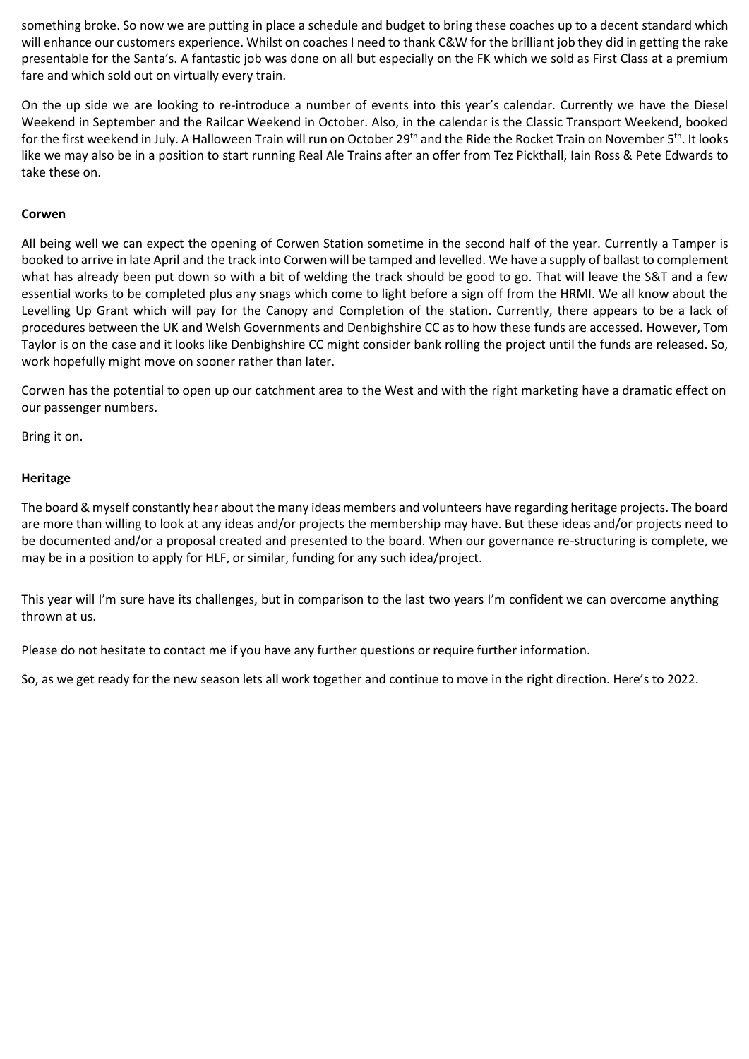something broke. So now we are putting in place a schedule and budget to bring these coaches up to a decent standard which will enhance our customers experience. Whilst on coaches I need to thank C&W for the brilliant job they did in getting the rake presentable for the Santa's. A fantastic job was done on all but especially on the FK which we sold as First Class at a premium fare and which sold out on virtually every train.

On the up side we are looking to re-introduce a number of events into this year's calendar. Currently we have the Diesel Weekend in September and the Railcar Weekend in October. Also, in the calendar is the Classic Transport Weekend, booked for the first weekend in July. A Halloween Train will run on October 29th and the Ride the Rocket Train on November 5th. It looks like we may also be in a position to start running Real Ale Trains after an offer from Tez Pickthall, Iain Ross & Pete Edwards to take these on.

**Corwen**

All being well we can expect the opening of Corwen Station sometime in the second half of the year. Currently a Tamper is booked to arrive in late April and the track into Corwen will be tamped and levelled. We have a supply of ballast to complement what has already been put down so with a bit of welding the track should be good to go. That will leave the S&T and a few essential works to be completed plus any snags which come to light before a sign off from the HRMI. We all know about the Levelling Up Grant which will pay for the Canopy and Completion of the station. Currently, there appears to be a lack of procedures between the UK and Welsh Governments and Denbighshire CC as to how these funds are accessed. However, Tom Taylor is on the case and it looks like Denbighshire CC might consider bank rolling the project until the funds are released. So, work hopefully might move on sooner rather than later.

Corwen has the potential to open up our catchment area to the West and with the right marketing have a dramatic effect on our passenger numbers.

Bring it on.

**Heritage**

The board & myself constantly hear about the many ideas members and volunteers have regarding heritage projects. The board are more than willing to look at any ideas and/or projects the membership may have. But these ideas and/or projects need to be documented and/or a proposal created and presented to the board. When our governance re-structuring is complete, we may be in a position to apply for HLF, or similar, funding for any such idea/project.

This year will I'm sure have its challenges, but in comparison to the last two years I'm confident we can overcome anything thrown at us.

Please do not hesitate to contact me if you have any further questions or require further information.

So, as we get ready for the new season lets all work together and continue to move in the right direction. Here's to 2022.